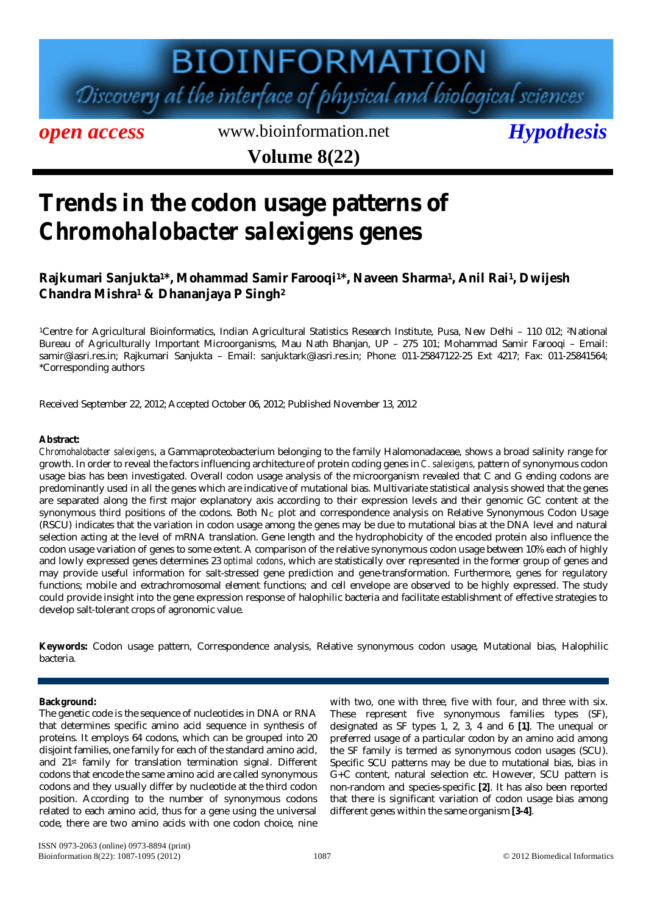open access www.bioinformation.net *Hypothesis*

# Trends in the codon usage patterns of *Chromohalobacter salexigens* genes

**Rajkumari Sanjukta[1]\*, Mohammad Samir Farooqi[1]\*, Naveen Sharma[1], Anil Rai[1], Dwijesh Chandra Mishra[1] & Dhananjaya P Singh[2]**

[1]Centre for Agricultural Bioinformatics, Indian Agricultural Statistics Research Institute, Pusa, New Delhi – 110 012; [2]National Bureau of Agriculturally Important Microorganisms, Mau Nath Bhanjan, UP – 275 101; Mohammad Samir Farooqi – Email: samir@iasri.res.in; Rajkumari Sanjukta – Email: sanjuktark@iasri.res.in; Phone: 011-25847122-25 Ext 4217; Fax: 011-25841564; *Corresponding authors

Received September 22, 2012; Accepted October 06, 2012; Published November 13, 2012

**Abstract:**

*Chromohalobacter salexigens*, a Gammaproteobacterium belonging to the family Halomonadaceae, shows a broad salinity range for growth. In order to reveal the factors influencing architecture of protein coding genes in *C. salexigens*, pattern of synonymous codon usage bias has been investigated. Overall codon usage analysis of the microorganism revealed that C and G ending codons are predominantly used in all the genes which are indicative of mutational bias. Multivariate statistical analysis showed that the genes are separated along the first major explanatory axis according to their expression levels and their genomic GC content at the synonymous third positions of the codons. Both $N_C$ plot and correspondence analysis on Relative Synonymous Codon Usage (RSCU) indicates that the variation in codon usage among the genes may be due to mutational bias at the DNA level and natural selection acting at the level of mRNA translation. Gene length and the hydrophobicity of the encoded protein also influence the codon usage variation of genes to some extent. A comparison of the relative synonymous codon usage between 10% each of highly and lowly expressed genes determines 23 *optimal codons*, which are statistically over represented in the former group of genes and may provide useful information for salt-stressed gene prediction and gene-transformation. Furthermore, genes for regulatory functions; mobile and extrachromosomal element functions; and cell envelope are observed to be highly expressed. The study could provide insight into the gene expression response of halophilic bacteria and facilitate establishment of effective strategies to develop salt-tolerant crops of agronomic value.

**Keywords:** Codon usage pattern, Correspondence analysis, Relative synonymous codon usage, Mutational bias, Halophilic bacteria.

**Background:**

The genetic code is the sequence of nucleotides in DNA or RNA that determines specific amino acid sequence in synthesis of proteins. It employs 64 codons, which can be grouped into 20 disjoint families, one family for each of the standard amino acid, and 21st family for translation termination signal. Different codons that encode the same amino acid are called synonymous codons and they usually differ by nucleotide at the third codon position. According to the number of synonymous codons related to each amino acid, thus for a gene using the universal code, there are two amino acids with one codon choice, nine with two, one with three, five with four, and three with six. These represent five synonymous families types (SF), designated as SF types 1, 2, 3, 4 and 6 **[1]**. The unequal or preferred usage of a particular codon by an amino acid among the SF family is termed as synonymous codon usages (SCU). Specific SCU patterns may be due to mutational bias, bias in G+C content, natural selection etc. However, SCU pattern is non-random and species-specific **[2]**. It has also been reported that there is significant variation of codon usage bias among different genes within the same organism **[3-4]**.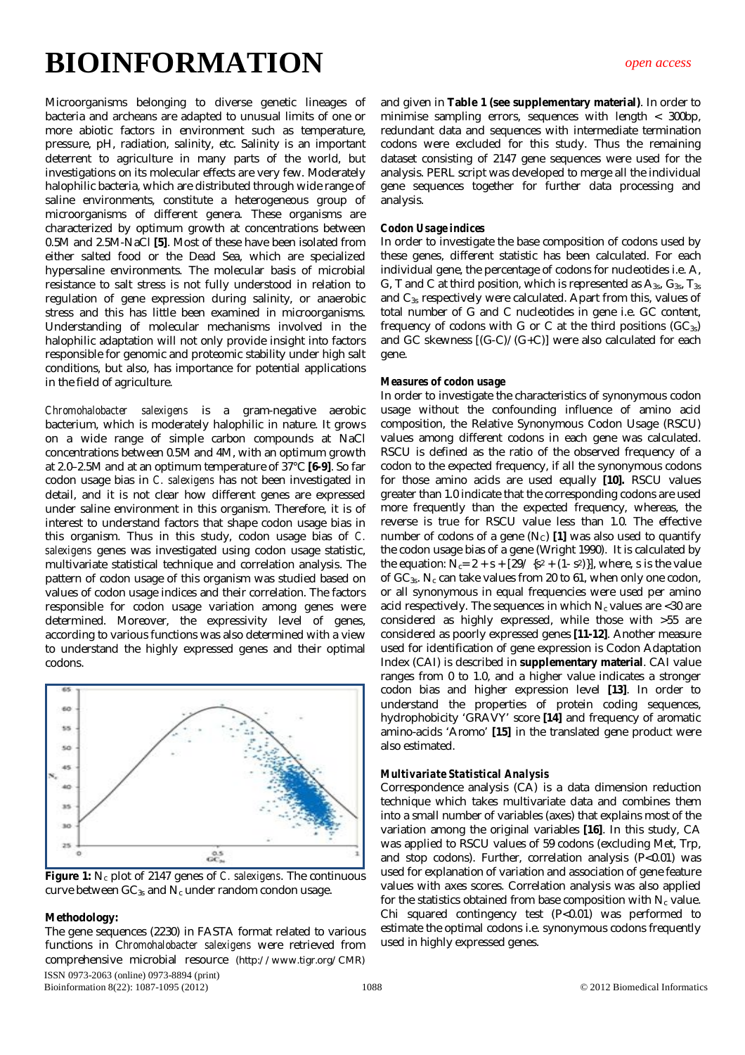Microorganisms belonging to diverse genetic lineages of bacteria and archeans are adapted to unusual limits of one or more abiotic factors in environment such as temperature, pressure, pH, radiation, salinity, etc. Salinity is an important deterrent to agriculture in many parts of the world, but investigations on its molecular effects are very few. Moderately halophilic bacteria, which are distributed through wide range of saline environments, constitute a heterogeneous group of microorganisms of different genera. These organisms are characterized by optimum growth at concentrations between 0.5M and 2.5M-NaCl **[5]**. Most of these have been isolated from either salted food or the Dead Sea, which are specialized hypersaline environments. The molecular basis of microbial resistance to salt stress is not fully understood in relation to regulation of gene expression during salinity, or anaerobic stress and this has little been examined in microorganisms. Understanding of molecular mechanisms involved in the halophilic adaptation will not only provide insight into factors responsible for genomic and proteomic stability under high salt conditions, but also, has importance for potential applications in the field of agriculture.

*Chromohalobacter salexigens* is a gram-negative aerobic bacterium, which is moderately halophilic in nature. It grows on a wide range of simple carbon compounds at NaCl concentrations between 0.5M and 4M, with an optimum growth at 2.0–2.5M and at an optimum temperature of 37°C **[6-9]**. So far codon usage bias in *C. salexigens* has not been investigated in detail, and it is not clear how different genes are expressed under saline environment in this organism. Therefore, it is of interest to understand factors that shape codon usage bias in this organism. Thus in this study, codon usage bias of *C. salexigens* genes was investigated using codon usage statistic, multivariate statistical technique and correlation analysis. The pattern of codon usage of this organism was studied based on values of codon usage indices and their correlation. The factors responsible for codon usage variation among genes were determined. Moreover, the expressivity level of genes, according to various functions was also determined with a view to understand the highly expressed genes and their optimal codons.

**Figure 1:** $N_c$ plot of 2147 genes of *C. salexigens*. The continuous curve between $GC_{3s}$ and $N_c$ under random condon usage.

## Methodology:

The gene sequences (2230) in FASTA format related to various functions in *Chromohalobacter salexigens* were retrieved from comprehensive microbial resource (http://www.tigr.org/CMR) and given in **Table 1 (see supplementary material)**. In order to minimise sampling errors, sequences with length < 300bp, redundant data and sequences with intermediate termination codons were excluded for this study. Thus the remaining dataset consisting of 2147 gene sequences were used for the analysis. PERL script was developed to merge all the individual gene sequences together for further data processing and analysis.

### *Codon Usage indices*

In order to investigate the base composition of codons used by these genes, different statistic has been calculated. For each individual gene, the percentage of codons for nucleotides i.e. A, G, T and C at third position, which is represented as $A_{3s}$, $G_{3s}$, $T_{3s}$ and $C_{3s}$ respectively were calculated. Apart from this, values of total number of G and C nucleotides in gene i.e. GC content, frequency of codons with G or C at the third positions ($GC_{3s}$) and GC skewness [(G-C)/(G+C)] were also calculated for each gene.

### *Measures of codon usage*

In order to investigate the characteristics of synonymous codon usage without the confounding influence of amino acid composition, the Relative Synonymous Codon Usage (RSCU) values among different codons in each gene was calculated. RSCU is defined as the ratio of the observed frequency of a codon to the expected frequency, if all the synonymous codons for those amino acids are used equally **[10].** RSCU values greater than 1.0 indicate that the corresponding codons are used more frequently than the expected frequency, whereas, the reverse is true for RSCU value less than 1.0. The effective number of codons of a gene ($N_C$) **[1]** was also used to quantify the codon usage bias of a gene (Wright 1990). It is calculated by the equation: $N_c = 2 + s + [29/\{s^2 + (1-s^2)\}]$, where, s is the value of $GC_{3s}$. $N_c$ can take values from 20 to 61, when only one codon, or all synonymous in equal frequencies were used per amino acid respectively. The sequences in which $N_c$ values are <30 are considered as highly expressed, while those with >55 are considered as poorly expressed genes **[11-12]**. Another measure used for identification of gene expression is Codon Adaptation Index (CAI) is described in **supplementary material**. CAI value ranges from 0 to 1.0, and a higher value indicates a stronger codon bias and higher expression level **[13]**. In order to understand the properties of protein coding sequences, hydrophobicity 'GRAVY' score **[14]** and frequency of aromatic amino-acids 'Aromo' **[15]** in the translated gene product were also estimated.

### *Multivariate Statistical Analysis*

Correspondence analysis (CA) is a data dimension reduction technique which takes multivariate data and combines them into a small number of variables (axes) that explains most of the variation among the original variables **[16]**. In this study, CA was applied to RSCU values of 59 codons (excluding Met, Trp, and stop codons). Further, correlation analysis ($P<0.01$) was used for explanation of variation and association of gene feature values with axes scores. Correlation analysis was also applied for the statistics obtained from base composition with $N_c$ value. Chi squared contingency test ($P<0.01$) was performed to estimate the optimal codons i.e. synonymous codons frequently used in highly expressed genes.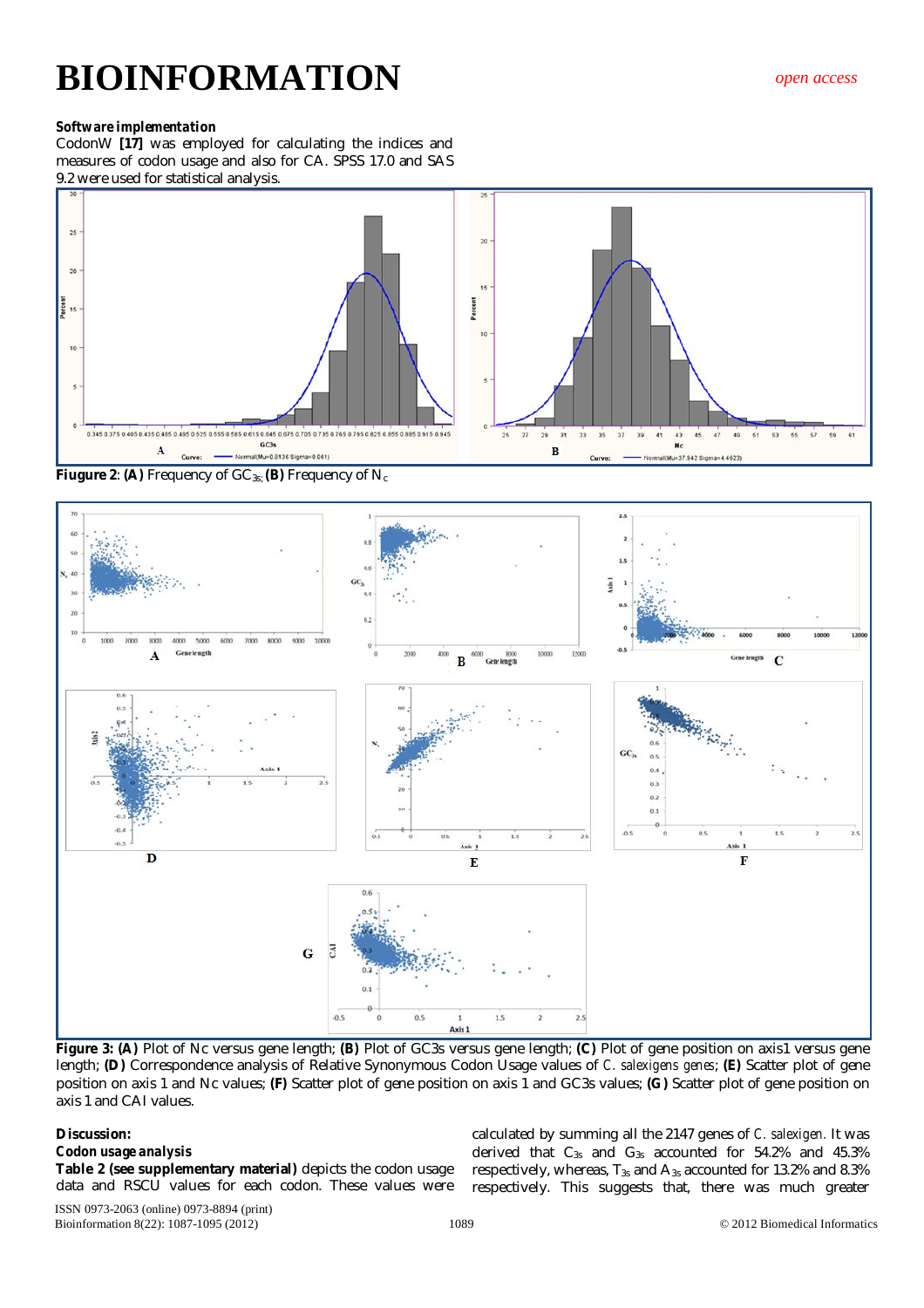**Software implementation**

CodonW **[17]** was employed for calculating the indices and measures of codon usage and also for CA. SPSS 17.0 and SAS 9.2 were used for statistical analysis.

**Fiugure 2**: **(A)** Frequency of $GC_{3s}$; **(B)** Frequency of $N_c$

**Figure 3: (A)** Plot of Nc versus gene length; **(B)** Plot of GC3s versus gene length; **(C)** Plot of gene position on axis1 versus gene length; **(D)** Correspondence analysis of Relative Synonymous Codon Usage values of *C. salexigens genes*; **(E)** Scatter plot of gene position on axis 1 and Nc values; **(F)** Scatter plot of gene position on axis 1 and GC3s values; **(G)** Scatter plot of gene position on axis 1 and CAI values.

**Discussion:**

**Codon usage analysis**

**Table 2 (see supplementary material)** depicts the codon usage data and RSCU values for each codon. These values were calculated by summing all the 2147 genes of *C. salexigen*. It was derived that $C_{3s}$ and $G_{3s}$ accounted for 54.2% and 45.3% respectively, whereas, $T_{3s}$ and $A_{3s}$ accounted for 13.2% and 8.3% respectively. This suggests that, there was much greater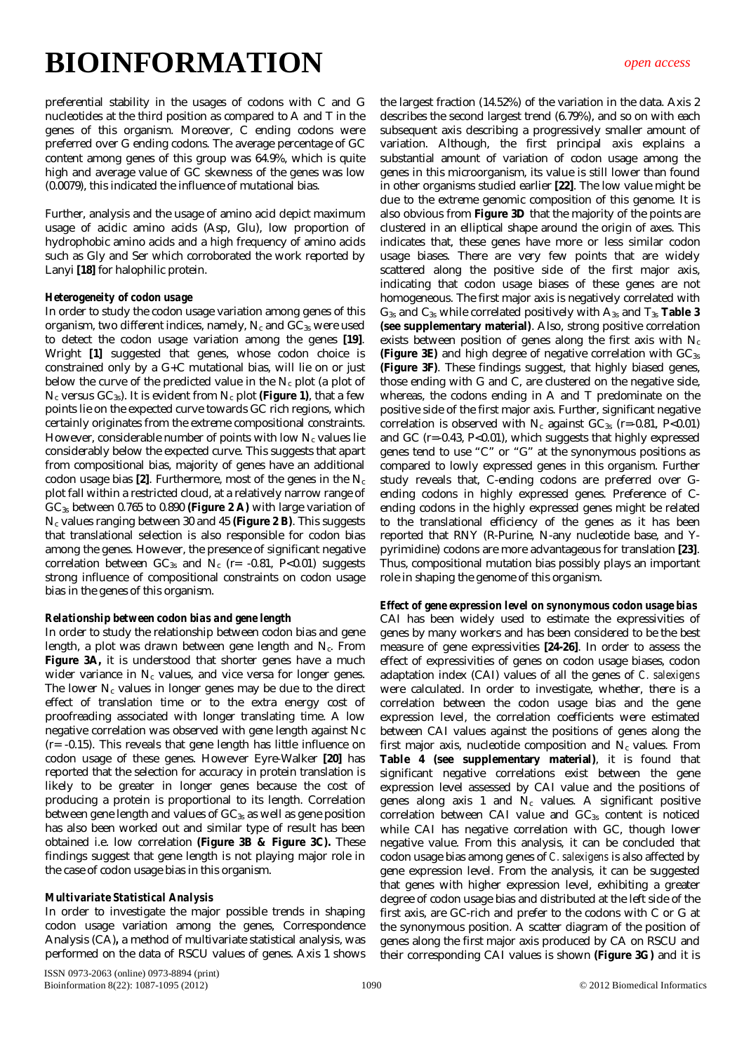preferential stability in the usages of codons with C and G nucleotides at the third position as compared to A and T in the genes of this organism. Moreover, C ending codons were preferred over G ending codons. The average percentage of GC content among genes of this group was 64.9%, which is quite high and average value of GC skewness of the genes was low (0.0079), this indicated the influence of mutational bias.

Further, analysis and the usage of amino acid depict maximum usage of acidic amino acids (Asp, Glu), low proportion of hydrophobic amino acids and a high frequency of amino acids such as Gly and Ser which corroborated the work reported by Lanyi **[18]** for halophilic protein.

### *Heterogeneity of codon usage*

In order to study the codon usage variation among genes of this organism, two different indices, namely, $N_c$ and $GC_{3s}$ were used to detect the codon usage variation among the genes **[19]**. Wright **[1]** suggested that genes, whose codon choice is constrained only by a G+C mutational bias, will lie on or just below the curve of the predicted value in the $N_c$ plot (a plot of $N_c$ versus $GC_{3s}$). It is evident from $N_c$ plot **(Figure 1)**, that a few points lie on the expected curve towards GC rich regions, which certainly originates from the extreme compositional constraints. However, considerable number of points with low $N_c$ values lie considerably below the expected curve. This suggests that apart from compositional bias, majority of genes have an additional codon usage bias **[2]**. Furthermore, most of the genes in the $N_c$ plot fall within a restricted cloud, at a relatively narrow range of $GC_{3s}$ between 0.765 to 0.890 **(Figure 2 A)** with large variation of $N_c$ values ranging between 30 and 45 **(Figure 2 B)**. This suggests that translational selection is also responsible for codon bias among the genes. However, the presence of significant negative correlation between $GC_{3s}$ and $N_c$ ($r= -0.81$, $P<0.01$) suggests strong influence of compositional constraints on codon usage bias in the genes of this organism.

### *Relationship between codon bias and gene length*

In order to study the relationship between codon bias and gene length, a plot was drawn between gene length and $N_c$. From **Figure 3A,** it is understood that shorter genes have a much wider variance in $N_c$ values, and vice versa for longer genes. The lower $N_c$ values in longer genes may be due to the direct effect of translation time or to the extra energy cost of proofreading associated with longer translating time. A low negative correlation was observed with gene length against Nc ($r= -0.15$). This reveals that gene length has little influence on codon usage of these genes. However Eyre-Walker **[20]** has reported that the selection for accuracy in protein translation is likely to be greater in longer genes because the cost of producing a protein is proportional to its length. Correlation between gene length and values of $GC_{3s}$ as well as gene position has also been worked out and similar type of result has been obtained i.e. low correlation **(Figure 3B & Figure 3C).** These findings suggest that gene length is not playing major role in the case of codon usage bias in this organism.

### *Multivariate Statistical Analysis*

In order to investigate the major possible trends in shaping codon usage variation among the genes, Correspondence Analysis (CA)**,** a method of multivariate statistical analysis, was performed on the data of RSCU values of genes. Axis 1 shows the largest fraction (14.52%) of the variation in the data. Axis 2 describes the second largest trend (6.79%), and so on with each subsequent axis describing a progressively smaller amount of variation. Although, the first principal axis explains a substantial amount of variation of codon usage among the genes in this microorganism, its value is still lower than found in other organisms studied earlier **[22]**. The low value might be due to the extreme genomic composition of this genome. It is also obvious from **Figure 3D** that the majority of the points are clustered in an elliptical shape around the origin of axes. This indicates that, these genes have more or less similar codon usage biases. There are very few points that are widely scattered along the positive side of the first major axis, indicating that codon usage biases of these genes are not homogeneous. The first major axis is negatively correlated with $G_{3s}$ and $C_{3s}$ while correlated positively with $A_{3s}$ and $T_{3s}$ **Table 3 (see supplementary material)**. Also, strong positive correlation exists between position of genes along the first axis with $N_c$ **(Figure 3E)** and high degree of negative correlation with $GC_{3s}$ **(Figure 3F)**. These findings suggest, that highly biased genes, those ending with G and C, are clustered on the negative side, whereas, the codons ending in A and T predominate on the positive side of the first major axis. Further, significant negative correlation is observed with $N_c$ against $GC_{3s}$ ($r=-0.81$, $P<0.01$) and GC ($r=-0.43$, $P<0.01$), which suggests that highly expressed genes tend to use "C" or "G" at the synonymous positions as compared to lowly expressed genes in this organism. Further study reveals that, C-ending codons are preferred over G-ending codons in highly expressed genes. Preference of C-ending codons in the highly expressed genes might be related to the translational efficiency of the genes as it has been reported that RNY (R-Purine, N-any nucleotide base, and Y-pyrimidine) codons are more advantageous for translation **[23]**. Thus, compositional mutation bias possibly plays an important role in shaping the genome of this organism.

### *Effect of gene expression level on synonymous codon usage bias*

CAI has been widely used to estimate the expressivities of genes by many workers and has been considered to be the best measure of gene expressivities **[24-26]**. In order to assess the effect of expressivities of genes on codon usage biases, codon adaptation index (CAI) values of all the genes of *C. salexigens* were calculated. In order to investigate, whether, there is a correlation between the codon usage bias and the gene expression level, the correlation coefficients were estimated between CAI values against the positions of genes along the first major axis, nucleotide composition and $N_c$ values. From **Table 4 (see supplementary material)**, it is found that significant negative correlations exist between the gene expression level assessed by CAI value and the positions of genes along axis 1 and $N_c$ values. A significant positive correlation between CAI value and $GC_{3s}$ content is noticed while CAI has negative correlation with GC, though lower negative value. From this analysis, it can be concluded that codon usage bias among genes of *C. salexigens* is also affected by gene expression level. From the analysis, it can be suggested that genes with higher expression level, exhibiting a greater degree of codon usage bias and distributed at the left side of the first axis, are GC-rich and prefer to the codons with C or G at the synonymous position. A scatter diagram of the position of genes along the first major axis produced by CA on RSCU and their corresponding CAI values is shown **(Figure 3G)** and it is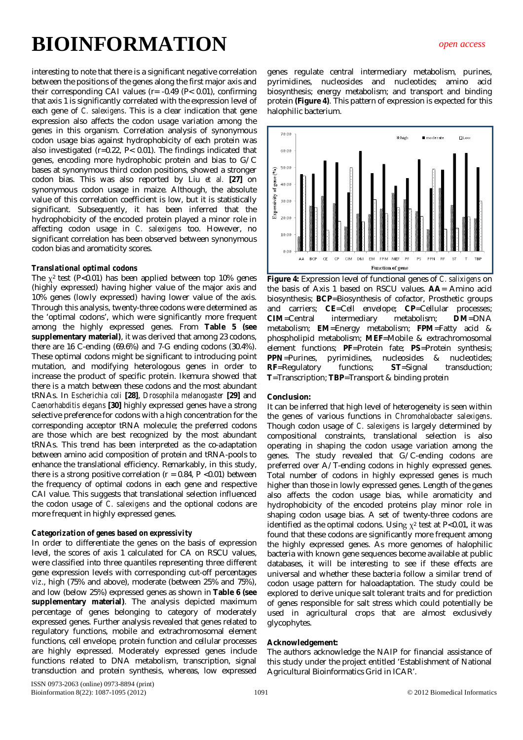interesting to note that there is a significant negative correlation between the positions of the genes along the first major axis and their corresponding CAI values (r= -0.49 (P< 0.01), confirming that axis 1 is significantly correlated with the expression level of each gene of *C. salexigens*. This is a clear indication that gene expression also affects the codon usage variation among the genes in this organism. Correlation analysis of synonymous codon usage bias against hydrophobicity of each protein was also investigated (r=0.22, P< 0.01). The findings indicated that genes, encoding more hydrophobic protein and bias to G/C bases at synonymous third codon positions, showed a stronger codon bias. This was also reported by Liu *et al.* **[27]** on synonymous codon usage in maize. Although, the absolute value of this correlation coefficient is low, but it is statistically significant. Subsequently, it has been inferred that the hydrophobicity of the encoded protein played a minor role in affecting codon usage in *C. salexigens* too. However, no significant correlation has been observed between synonymous codon bias and aromaticity scores.

### *Translational optimal codons*

The $\chi^2$ test (P<0.01) has been applied between top 10% genes (highly expressed) having higher value of the major axis and 10% genes (lowly expressed) having lower value of the axis. Through this analysis, twenty-three codons were determined as the 'optimal codons', which were significantly more frequent among the highly expressed genes. From **Table 5 (see supplementary material)**, it was derived that among 23 codons, there are 16 C-ending (69.6%) and 7-G ending codons (30.4%). These optimal codons might be significant to introducing point mutation, and modifying heterologous genes in order to increase the product of specific protein. Ikemura showed that there is a match between these codons and the most abundant tRNAs. In *Escherichia coli* **[28]**, *Drosophila melanogaster* **[29]** and *Caenorhabditis elegans* **[30]** highly expressed genes have a strong selective preference for codons with a high concentration for the corresponding acceptor tRNA molecule; the preferred codons are those which are best recognized by the most abundant tRNAs. This trend has been interpreted as the co-adaptation between amino acid composition of protein and tRNA-pools to enhance the translational efficiency. Remarkably, in this study, there is a strong positive correlation (r = 0.84, P <0.01) between the frequency of optimal codons in each gene and respective CAI value. This suggests that translational selection influenced the codon usage of *C. salexigens* and the optional codons are more frequent in highly expressed genes.

### *Categorization of genes based on expressivity*

In order to differentiate the genes on the basis of expression level, the scores of axis 1 calculated for CA on RSCU values, were classified into three quantiles representing three different gene expression levels with corresponding cut-off percentages *viz*., high (75% and above), moderate (between 25% and 75%), and low (below 25%) expressed genes as shown in **Table 6 (see supplementary material)**. The analysis depicted maximum percentage of genes belonging to category of moderately expressed genes. Further analysis revealed that genes related to regulatory functions, mobile and extrachromosomal element functions, cell envelope, protein function and cellular processes are highly expressed. Moderately expressed genes include functions related to DNA metabolism, transcription, signal transduction and protein synthesis, whereas, low expressed genes regulate central intermediary metabolism, purines, pyrimidines, nucleosides and nucleotides; amino acid biosynthesis; energy metabolism; and transport and binding protein **(Figure 4)**. This pattern of expression is expected for this halophilic bacterium.

**Figure 4:** Expression level of functional genes of *C. salixigens* on the basis of Axis 1 based on RSCU values. **AA**= Amino acid biosynthesis; **BCP**=Biosynthesis of cofactor, Prosthetic groups and carriers; **CE**=Cell envelope; **CP**=Cellular processes; **CIM**=Central intermediary metabolism; **DM**=DNA metabolism; **EM**=Energy metabolism; **FPM**=Fatty acid & phospholipid metabolism; **MEF**=Mobile & extrachromosomal element functions; **PF**=Protein fate; **PS**=Protein synthesis; **PPN**=Purines, pyrimidines, nucleosides & nucleotides; **RF**=Regulatory functions; **ST**=Signal transduction; **T**=Transcription; **TBP**=Transport & binding protein

### Conclusion:

It can be inferred that high level of heterogeneity is seen within the genes of various functions in *Chromohalobacter salexigens*. Though codon usage of *C. salexigens* is largely determined by compositional constraints, translational selection is also operating in shaping the codon usage variation among the genes. The study revealed that G/C-ending codons are preferred over A/T-ending codons in highly expressed genes. Total number of codons in highly expressed genes is much higher than those in lowly expressed genes. Length of the genes also affects the codon usage bias, while aromaticity and hydrophobicity of the encoded proteins play minor role in shaping codon usage bias. A set of twenty-three codons are identified as the optimal codons. Using $\chi^2$ test at P<0.01, it was found that these codons are significantly more frequent among the highly expressed genes. As more genomes of halophilic bacteria with known gene sequences become available at public databases, it will be interesting to see if these effects are universal and whether these bacteria follow a similar trend of codon usage pattern for haloadaptation. The study could be explored to derive unique salt tolerant traits and for prediction of genes responsible for salt stress which could potentially be used in agricultural crops that are almost exclusively glycophytes.

### Acknowledgement:

The authors acknowledge the NAIP for financial assistance of this study under the project entitled 'Establishment of National Agricultural Bioinformatics Grid in ICAR'.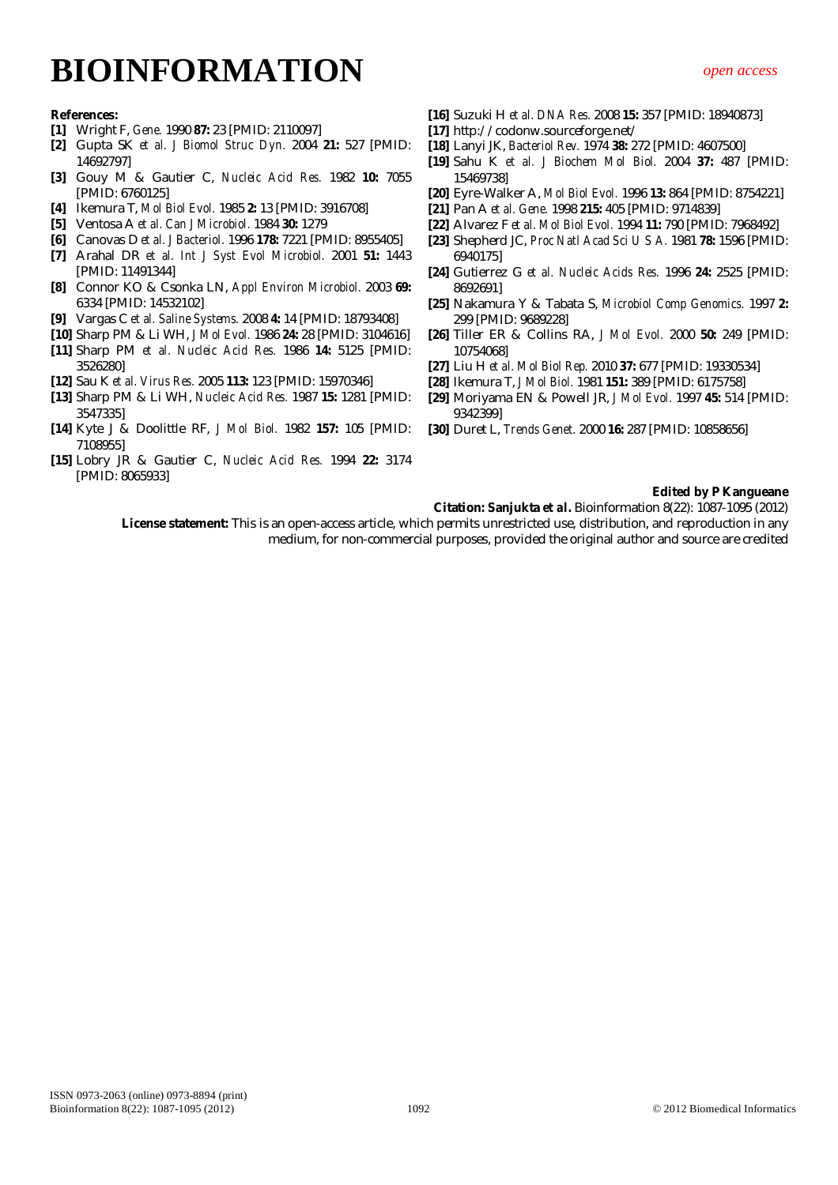**References:**

**[1]** Wright F, *Gene.* 1990 **87:** 23 [PMID: 2110097]

**[2]** Gupta SK *et al. J Biomol Struc Dyn.* 2004 **21:** 527 [PMID: 14692797]

**[3]** Gouy M & Gautier C, *Nucleic Acid Res.* 1982 **10:** 7055 [PMID: 6760125]

**[4]** Ikemura T, *Mol Biol Evol.* 1985 **2:** 13 [PMID: 3916708]

**[5]** Ventosa A *et al. Can J Microbiol.* 1984 **30:** 1279

**[6]** Canovas D *et al. J Bacteriol.* 1996 **178:** 7221 [PMID: 8955405]

**[7]** Arahal DR *et al. Int J Syst Evol Microbiol.* 2001 **51:** 1443 [PMID: 11491344]

**[8]** Connor KO & Csonka LN, *Appl Environ Microbiol.* 2003 **69:** 6334 [PMID: 14532102]

**[9]** Vargas C *et al. Saline Systems.* 2008 **4:** 14 [PMID: 18793408]

**[10]** Sharp PM & Li WH, *J Mol Evol.* 1986 **24:** 28 [PMID: 3104616]

**[11]** Sharp PM *et al. Nucleic Acid Res.* 1986 **14:** 5125 [PMID: 3526280]

**[12]** Sau K *et al. Virus Res.* 2005 **113:** 123 [PMID: 15970346]

**[13]** Sharp PM & Li WH, *Nucleic Acid Res.* 1987 **15:** 1281 [PMID: 3547335]

**[14]** Kyte J & Doolittle RF, *J Mol Biol.* 1982 **157:** 105 [PMID: 7108955]

**[15]** Lobry JR & Gautier C, *Nucleic Acid Res.* 1994 **22:** 3174 [PMID: 8065933]

**[16]** Suzuki H *et al. DNA Res.* 2008 **15:** 357 [PMID: 18940873]

**[17]** http://codonw.sourceforge.net/

**[18]** Lanyi JK, *Bacteriol Rev.* 1974 **38:** 272 [PMID: 4607500]

**[19]** Sahu K *et al. J Biochem Mol Biol.* 2004 **37:** 487 [PMID: 15469738]

**[20]** Eyre-Walker A, *Mol Biol Evol.* 1996 **13:** 864 [PMID: 8754221]

**[21]** Pan A *et al. Gene.* 1998 **215:** 405 [PMID: 9714839]

**[22]** Alvarez F *et al. Mol Biol Evol.* 1994 **11:** 790 [PMID: 7968492]

**[23]** Shepherd JC, *Proc Natl Acad Sci U S A.* 1981 **78:** 1596 [PMID: 6940175]

**[24]** Gutierrez G *et al. Nucleic Acids Res.* 1996 **24:** 2525 [PMID: 8692691]

**[25]** Nakamura Y & Tabata S, *Microbiol Comp Genomics.* 1997 **2:** 299 [PMID: 9689228]

**[26]** Tiller ER & Collins RA, *J Mol Evol.* 2000 **50:** 249 [PMID: 10754068]

**[27]** Liu H *et al. Mol Biol Rep.* 2010 **37:** 677 [PMID: 19330534]

**[28]** Ikemura T, *J Mol Biol.* 1981 **151:** 389 [PMID: 6175758]

**[29]** Moriyama EN & Powell JR, *J Mol Evol.* 1997 **45:** 514 [PMID: 9342399]

**[30]** Duret L, *Trends Genet.* 2000 **16:** 287 [PMID: 10858656]

**Edited by P Kangueane**

**Citation: Sanjukta *et al.*** Bioinformation 8(22): 1087-1095 (2012)

**License statement:** This is an open-access article, which permits unrestricted use, distribution, and reproduction in any medium, for non-commercial purposes, provided the original author and source are credited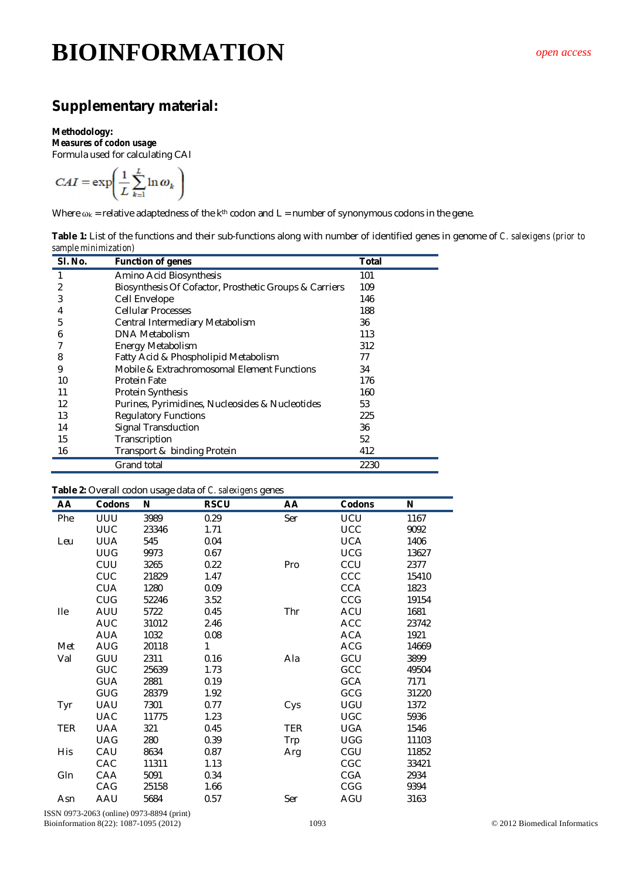## Supplementary material:

**Methodology:**

***Measures of codon usage***

Formula used for calculating CAI

$$CAI = \exp\left(\frac{1}{L}\sum_{k=1}^{L}\ln \omega_k\right)$$

Where $\omega_k$ = relative adaptedness of the $k^{th}$ codon and L = number of synonymous codons in the gene.

**Table 1:** List of the functions and their sub-functions along with number of identified genes in genome of *C. salexigens* (prior to sample minimization)

| Sl. No. | Function of genes | Total |
|---|---|---|
| 1 | Amino Acid Biosynthesis | 101 |
| 2 | Biosynthesis Of Cofactor, Prosthetic Groups & Carriers | 109 |
| 3 | Cell Envelope | 146 |
| 4 | Cellular Processes | 188 |
| 5 | Central Intermediary Metabolism | 36 |
| 6 | DNA Metabolism | 113 |
| 7 | Energy Metabolism | 312 |
| 8 | Fatty Acid & Phospholipid Metabolism | 77 |
| 9 | Mobile & Extrachromosomal Element Functions | 34 |
| 10 | Protein Fate | 176 |
| 11 | Protein Synthesis | 160 |
| 12 | Purines, Pyrimidines, Nucleosides & Nucleotides | 53 |
| 13 | Regulatory Functions | 225 |
| 14 | Signal Transduction | 36 |
| 15 | Transcription | 52 |
| 16 | Transport & binding Protein | 412 |
| | Grand total | 2230 |

**Table 2:** Overall codon usage data of *C. salexigens* genes

| AA | Codons | N | RSCU | AA | Codons | N |
|---|---|---|---|---|---|---|
| Phe | UUU | 3989 | 0.29 | Ser | UCU | 1167 |
| | UUC | 23346 | 1.71 | | UCC | 9092 |
| Leu | UUA | 545 | 0.04 | | UCA | 1406 |
| | UUG | 9973 | 0.67 | | UCG | 13627 |
| | CUU | 3265 | 0.22 | Pro | CCU | 2377 |
| | CUC | 21829 | 1.47 | | CCC | 15410 |
| | CUA | 1280 | 0.09 | | CCA | 1823 |
| | CUG | 52246 | 3.52 | | CCG | 19154 |
| Ile | AUU | 5722 | 0.45 | Thr | ACU | 1681 |
| | AUC | 31012 | 2.46 | | ACC | 23742 |
| | AUA | 1032 | 0.08 | | ACA | 1921 |
| Met | AUG | 20118 | 1 | | ACG | 14669 |
| Val | GUU | 2311 | 0.16 | Ala | GCU | 3899 |
| | GUC | 25639 | 1.73 | | GCC | 49504 |
| | GUA | 2881 | 0.19 | | GCA | 7171 |
| | GUG | 28379 | 1.92 | | GCG | 31220 |
| Tyr | UAU | 7301 | 0.77 | Cys | UGU | 1372 |
| | UAC | 11775 | 1.23 | | UGC | 5936 |
| TER | UAA | 321 | 0.45 | TER | UGA | 1546 |
| | UAG | 280 | 0.39 | Trp | UGG | 11103 |
| His | CAU | 8634 | 0.87 | Arg | CGU | 11852 |
| | CAC | 11311 | 1.13 | | CGC | 33421 |
| Gln | CAA | 5091 | 0.34 | | CGA | 2934 |
| | CAG | 25158 | 1.66 | | CGG | 9394 |
| Asn | AAU | 5684 | 0.57 | Ser | AGU | 3163 |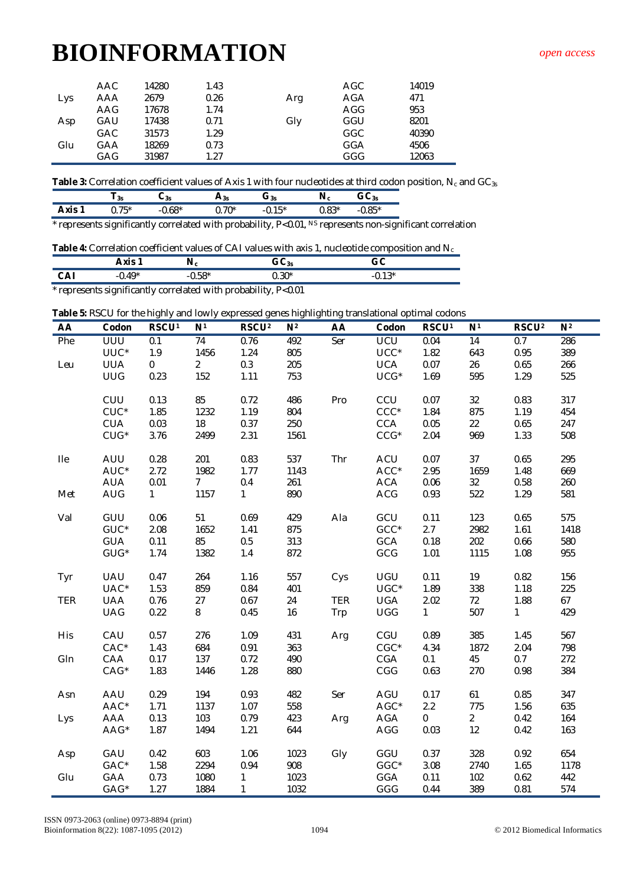| | AAC | 14280 | 1.43 | | AGC | 14019 |
|---|---|---|---|---|---|---|
| Lys | AAA | 2679 | 0.26 | Arg | AGA | 471 |
| | AAG | 17678 | 1.74 | | AGG | 953 |
| Asp | GAU | 17438 | 0.71 | Gly | GGU | 8201 |
| | GAC | 31573 | 1.29 | | GGC | 40390 |
| Glu | GAA | 18269 | 0.73 | | GGA | 4506 |
| | GAG | 31987 | 1.27 | | GGG | 12063 |

**Table 3:** Correlation coefficient values of Axis 1 with four nucleotides at third codon position, $N_c$ and $GC_{3s}$

| | $T_{3s}$ | $C_{3s}$ | $A_{3s}$ | $G_{3s}$ | $N_c$ | $GC_{3s}$ |
|---|---|---|---|---|---|---|
| **Axis 1** | 0.75* | -0.68* | 0.70* | -0.15* | 0.83* | -0.85* |

* represents significantly correlated with probability, $P<0.01$, NS represents non-significant correlation

**Table 4:** Correlation coefficient values of CAI values with axis 1, nucleotide composition and $N_c$

| | Axis 1 | $N_c$ | $GC_{3s}$ | GC |
|---|---|---|---|---|
| **CAI** | -0.49* | -0.58* | 0.30* | -0.13* |

* represents significantly correlated with probability, $P<0.01$

**Table 5:** RSCU for the highly and lowly expressed genes highlighting translational optimal codons

| AA | Codon | RSCU[1] | N[1] | RSCU[2] | N[2] | AA | Codon | RSCU[1] | N[1] | RSCU[2] | N[2] |
|---|---|---|---|---|---|---|---|---|---|---|---|
| Phe | UUU | 0.1 | 74 | 0.76 | 492 | Ser | UCU | 0.04 | 14 | 0.7 | 286 |
| | UUC* | 1.9 | 1456 | 1.24 | 805 | | UCC* | 1.82 | 643 | 0.95 | 389 |
| Leu | UUA | 0 | 2 | 0.3 | 205 | | UCA | 0.07 | 26 | 0.65 | 266 |
| | UUG | 0.23 | 152 | 1.11 | 753 | | UCG* | 1.69 | 595 | 1.29 | 525 |
| | CUU | 0.13 | 85 | 0.72 | 486 | Pro | CCU | 0.07 | 32 | 0.83 | 317 |
| | CUC* | 1.85 | 1232 | 1.19 | 804 | | CCC* | 1.84 | 875 | 1.19 | 454 |
| | CUA | 0.03 | 18 | 0.37 | 250 | | CCA | 0.05 | 22 | 0.65 | 247 |
| | CUG* | 3.76 | 2499 | 2.31 | 1561 | | CCG* | 2.04 | 969 | 1.33 | 508 |
| Ile | AUU | 0.28 | 201 | 0.83 | 537 | Thr | ACU | 0.07 | 37 | 0.65 | 295 |
| | AUC* | 2.72 | 1982 | 1.77 | 1143 | | ACC* | 2.95 | 1659 | 1.48 | 669 |
| | AUA | 0.01 | 7 | 0.4 | 261 | | ACA | 0.06 | 32 | 0.58 | 260 |
| Met | AUG | 1 | 1157 | 1 | 890 | | ACG | 0.93 | 522 | 1.29 | 581 |
| Val | GUU | 0.06 | 51 | 0.69 | 429 | Ala | GCU | 0.11 | 123 | 0.65 | 575 |
| | GUC* | 2.08 | 1652 | 1.41 | 875 | | GCC* | 2.7 | 2982 | 1.61 | 1418 |
| | GUA | 0.11 | 85 | 0.5 | 313 | | GCA | 0.18 | 202 | 0.66 | 580 |
| | GUG* | 1.74 | 1382 | 1.4 | 872 | | GCG | 1.01 | 1115 | 1.08 | 955 |
| Tyr | UAU | 0.47 | 264 | 1.16 | 557 | Cys | UGU | 0.11 | 19 | 0.82 | 156 |
| | UAC* | 1.53 | 859 | 0.84 | 401 | | UGC* | 1.89 | 338 | 1.18 | 225 |
| TER | UAA | 0.76 | 27 | 0.67 | 24 | TER | UGA | 2.02 | 72 | 1.88 | 67 |
| | UAG | 0.22 | 8 | 0.45 | 16 | Trp | UGG | 1 | 507 | 1 | 429 |
| His | CAU | 0.57 | 276 | 1.09 | 431 | Arg | CGU | 0.89 | 385 | 1.45 | 567 |
| | CAC* | 1.43 | 684 | 0.91 | 363 | | CGC* | 4.34 | 1872 | 2.04 | 798 |
| Gln | CAA | 0.17 | 137 | 0.72 | 490 | | CGA | 0.1 | 45 | 0.7 | 272 |
| | CAG* | 1.83 | 1446 | 1.28 | 880 | | CGG | 0.63 | 270 | 0.98 | 384 |
| Asn | AAU | 0.29 | 194 | 0.93 | 482 | Ser | AGU | 0.17 | 61 | 0.85 | 347 |
| | AAC* | 1.71 | 1137 | 1.07 | 558 | | AGC* | 2.2 | 775 | 1.56 | 635 |
| Lys | AAA | 0.13 | 103 | 0.79 | 423 | Arg | AGA | 0 | 2 | 0.42 | 164 |
| | AAG* | 1.87 | 1494 | 1.21 | 644 | | AGG | 0.03 | 12 | 0.42 | 163 |
| Asp | GAU | 0.42 | 603 | 1.06 | 1023 | Gly | GGU | 0.37 | 328 | 0.92 | 654 |
| | GAC* | 1.58 | 2294 | 0.94 | 908 | | GGC* | 3.08 | 2740 | 1.65 | 1178 |
| Glu | GAA | 0.73 | 1080 | 1 | 1023 | | GGA | 0.11 | 102 | 0.62 | 442 |
| | GAG* | 1.27 | 1884 | 1 | 1032 | | GGG | 0.44 | 389 | 0.81 | 574 |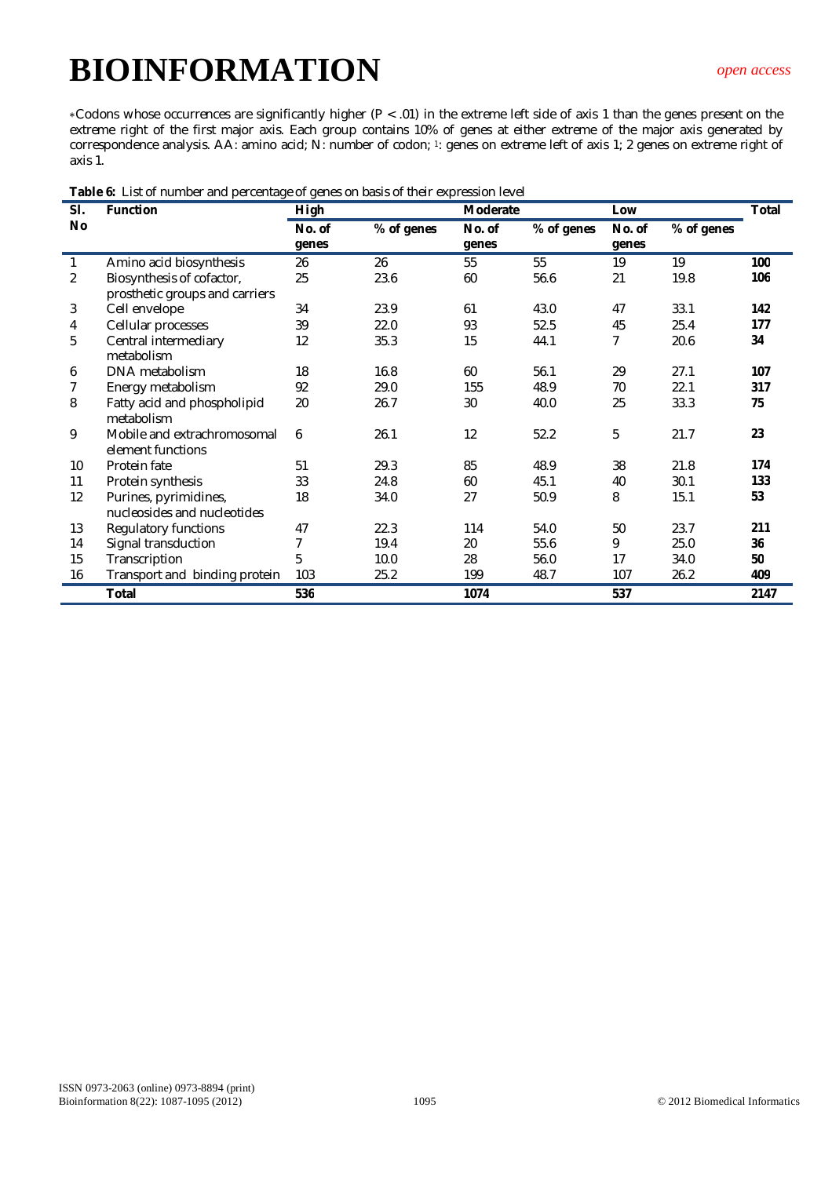*Codons whose occurrences are significantly higher ($P < .01$) in the extreme left side of axis 1 than the genes present on the extreme right of the first major axis. Each group contains 10% of genes at either extreme of the major axis generated by correspondence analysis. AA: amino acid; N: number of codon; [1]: genes on extreme left of axis 1; 2 genes on extreme right of axis 1.

**Table 6:** List of number and percentage of genes on basis of their expression level

| Sl. No | Function | High | | Moderate | | Low | | Total |
|---|---|---|---|---|---|---|---|---|
| | | No. of genes | % of genes | No. of genes | % of genes | No. of genes | % of genes | |
| 1 | Amino acid biosynthesis | 26 | 26 | 55 | 55 | 19 | 19 | **100** |
| 2 | Biosynthesis of cofactor, prosthetic groups and carriers | 25 | 23.6 | 60 | 56.6 | 21 | 19.8 | **106** |
| 3 | Cell envelope | 34 | 23.9 | 61 | 43.0 | 47 | 33.1 | **142** |
| 4 | Cellular processes | 39 | 22.0 | 93 | 52.5 | 45 | 25.4 | **177** |
| 5 | Central intermediary metabolism | 12 | 35.3 | 15 | 44.1 | 7 | 20.6 | **34** |
| 6 | DNA metabolism | 18 | 16.8 | 60 | 56.1 | 29 | 27.1 | **107** |
| 7 | Energy metabolism | 92 | 29.0 | 155 | 48.9 | 70 | 22.1 | **317** |
| 8 | Fatty acid and phospholipid metabolism | 20 | 26.7 | 30 | 40.0 | 25 | 33.3 | **75** |
| 9 | Mobile and extrachromosomal element functions | 6 | 26.1 | 12 | 52.2 | 5 | 21.7 | **23** |
| 10 | Protein fate | 51 | 29.3 | 85 | 48.9 | 38 | 21.8 | **174** |
| 11 | Protein synthesis | 33 | 24.8 | 60 | 45.1 | 40 | 30.1 | **133** |
| 12 | Purines, pyrimidines, nucleosides and nucleotides | 18 | 34.0 | 27 | 50.9 | 8 | 15.1 | **53** |
| 13 | Regulatory functions | 47 | 22.3 | 114 | 54.0 | 50 | 23.7 | **211** |
| 14 | Signal transduction | 7 | 19.4 | 20 | 55.6 | 9 | 25.0 | **36** |
| 15 | Transcription | 5 | 10.0 | 28 | 56.0 | 17 | 34.0 | **50** |
| 16 | Transport and binding protein | 103 | 25.2 | 199 | 48.7 | 107 | 26.2 | **409** |
| | **Total** | **536** | | **1074** | | **537** | | **2147** |